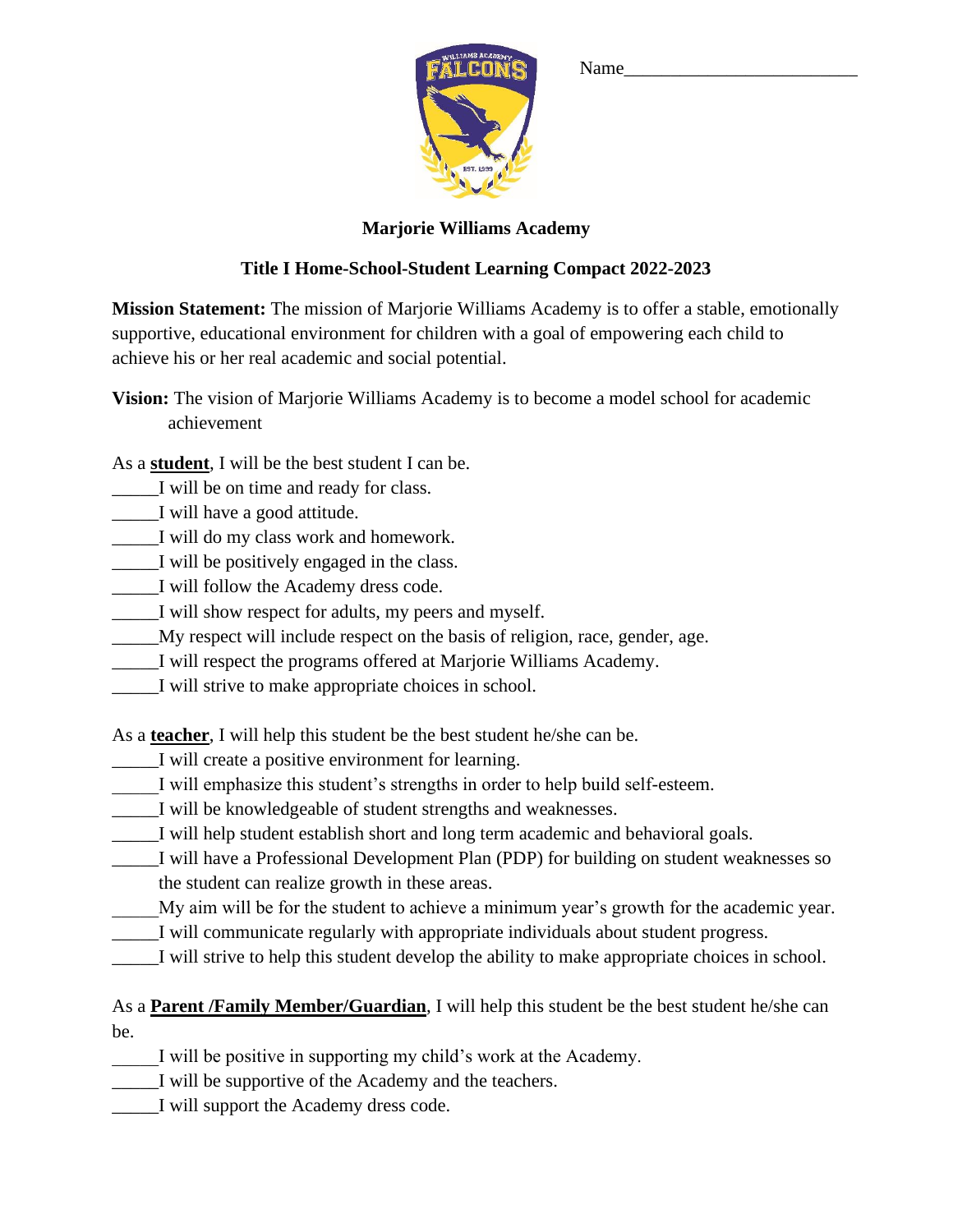Name________________________

**Marjorie Williams Academy**

**Title I Home-School-Student Learning Compact 2022-2023**

**Mission Statement:** The mission of Marjorie Williams Academy is to offer a stable, emotionally supportive, educational environment for children with a goal of empowering each child to achieve his or her real academic and social potential.

**Vision:** The vision of Marjorie Williams Academy is to become a model school for academic achievement

As a **student**, I will be the best student I can be.

_____I will be on time and ready for class.
_____I will have a good attitude.
_____I will do my class work and homework.
_____I will be positively engaged in the class.
_____I will follow the Academy dress code.
_____I will show respect for adults, my peers and myself.
_____My respect will include respect on the basis of religion, race, gender, age.
_____I will respect the programs offered at Marjorie Williams Academy.
_____I will strive to make appropriate choices in school.

As a **teacher**, I will help this student be the best student he/she can be.

_____I will create a positive environment for learning.
_____I will emphasize this student's strengths in order to help build self-esteem.
_____I will be knowledgeable of student strengths and weaknesses.
_____I will help student establish short and long term academic and behavioral goals.
_____I will have a Professional Development Plan (PDP) for building on student weaknesses so the student can realize growth in these areas.
_____My aim will be for the student to achieve a minimum year's growth for the academic year.
_____I will communicate regularly with appropriate individuals about student progress.
_____I will strive to help this student develop the ability to make appropriate choices in school.

As a **Parent /Family Member/Guardian**, I will help this student be the best student he/she can be.

_____I will be positive in supporting my child's work at the Academy.
_____I will be supportive of the Academy and the teachers.
_____I will support the Academy dress code.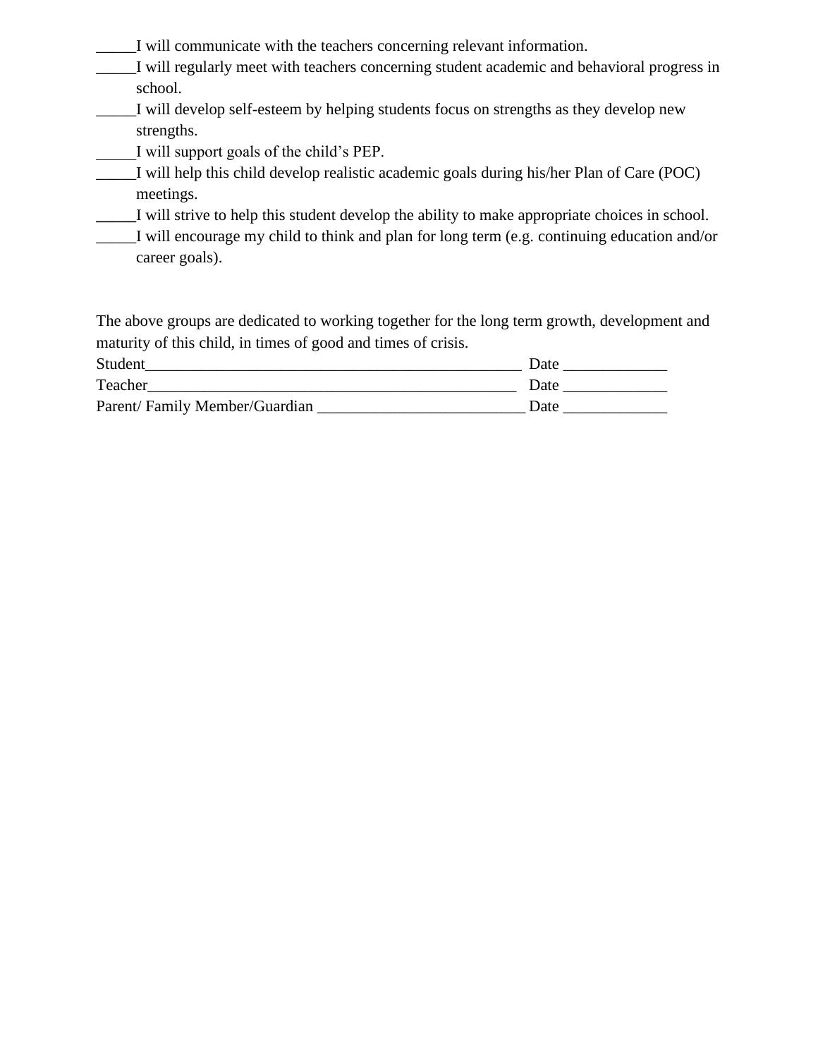_____I will communicate with the teachers concerning relevant information.

_____I will regularly meet with teachers concerning student academic and behavioral progress in school.

_____I will develop self-esteem by helping students focus on strengths as they develop new strengths.

_____I will support goals of the child's PEP.

_____I will help this child develop realistic academic goals during his/her Plan of Care (POC) meetings.

_____I will strive to help this student develop the ability to make appropriate choices in school.

_____I will encourage my child to think and plan for long term (e.g. continuing education and/or career goals).

The above groups are dedicated to working together for the long term growth, development and maturity of this child, in times of good and times of crisis.

Student_______________________________________________ Date _____________

Teacher_______________________________________________ Date _____________

Parent/ Family Member/Guardian __________________________ Date _____________